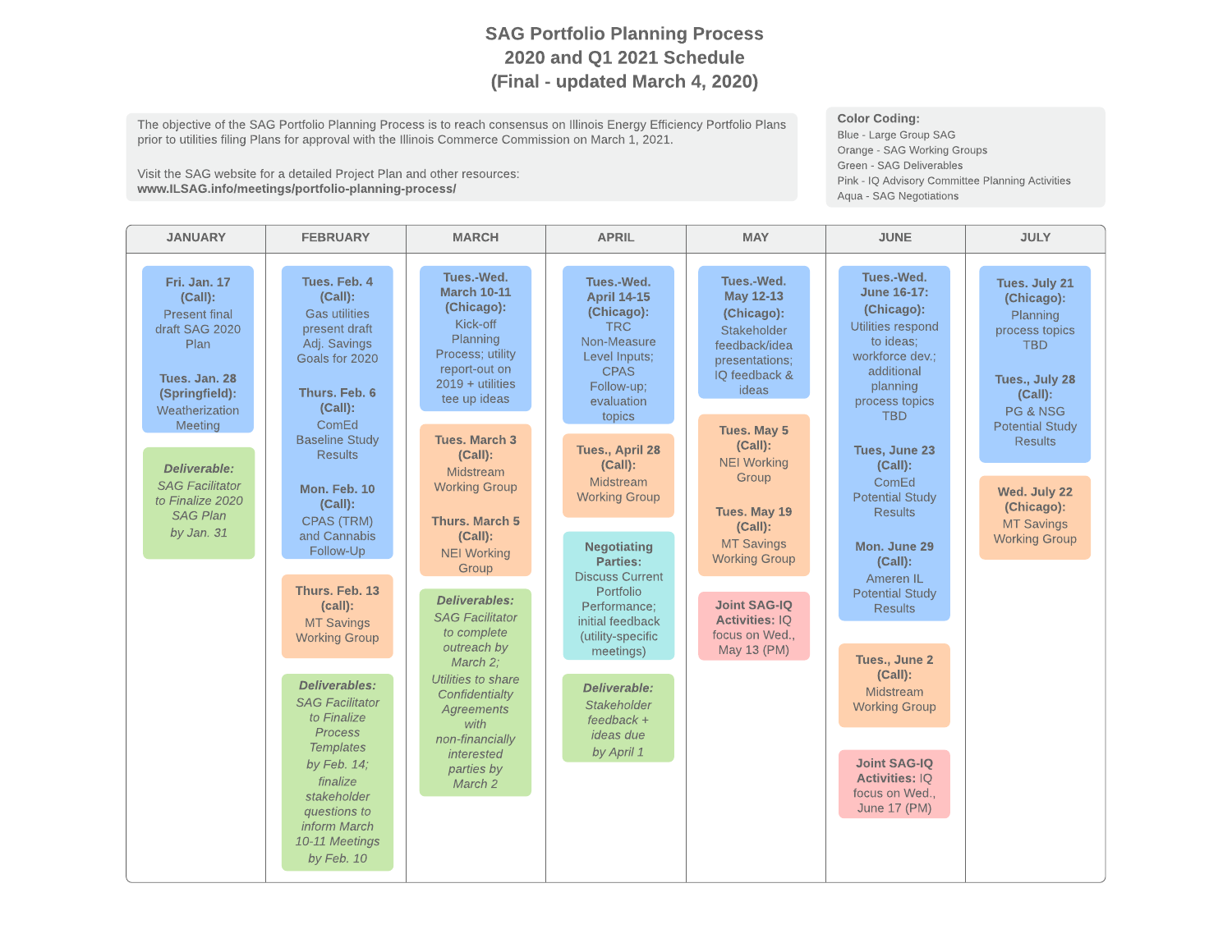# SAG Portfolio Planning Process
# 2020 and Q1 2021 Schedule
# (Final - updated March 4, 2020)

The objective of the SAG Portfolio Planning Process is to reach consensus on Illinois Energy Efficiency Portfolio Plans prior to utilities filing Plans for approval with the Illinois Commerce Commission on March 1, 2021.

Visit the SAG website for a detailed Project Plan and other resources:
**www.ILSAG.info/meetings/portfolio-planning-process/**

**Color Coding:**
- Blue - Large Group SAG
- Orange - SAG Working Groups
- Green - SAG Deliverables
- Pink - IQ Advisory Committee Planning Activities
- Aqua - SAG Negotiations

## JANUARY

- **Fri. Jan. 17 (Call):** Present final draft SAG 2020 Plan *(Blue)*
- **Tues. Jan. 28 (Springfield):** Weatherization Meeting *(Blue)*
- ***Deliverable:*** *SAG Facilitator to Finalize 2020 SAG Plan by Jan. 31* *(Green)*

## FEBRUARY

- **Tues. Feb. 4 (Call):** Gas utilities present draft Adj. Savings Goals for 2020 *(Blue)*
- **Thurs. Feb. 6 (Call):** ComEd Baseline Study Results *(Blue)*
- **Mon. Feb. 10 (Call):** CPAS (TRM) and Cannabis Follow-Up *(Blue)*
- **Thurs. Feb. 13 (call):** MT Savings Working Group *(Orange)*
- ***Deliverables:*** *SAG Facilitator to Finalize Process Templates by Feb. 14; finalize stakeholder questions to inform March 10-11 Meetings by Feb. 10* *(Green)*

## MARCH

- **Tues.-Wed. March 10-11 (Chicago):** Kick-off Planning Process; utility report-out on 2019 + utilities tee up ideas *(Blue)*
- **Tues. March 3 (Call):** Midstream Working Group *(Orange)*
- **Thurs. March 5 (Call):** NEI Working Group *(Orange)*
- ***Deliverables:*** *SAG Facilitator to complete outreach by March 2; Utilities to share Confidentialty Agreements with non-financially interested parties by March 2* *(Green)*

## APRIL

- **Tues.-Wed. April 14-15 (Chicago):** TRC Non-Measure Level Inputs; CPAS Follow-up; evaluation topics *(Blue)*
- **Tues., April 28 (Call):** Midstream Working Group *(Orange)*
- **Negotiating Parties:** Discuss Current Portfolio Performance; initial feedback (utility-specific meetings) *(Aqua)*
- ***Deliverable:*** *Stakeholder feedback + ideas due by April 1* *(Green)*

## MAY

- **Tues.-Wed. May 12-13 (Chicago):** Stakeholder feedback/idea presentations; IQ feedback & ideas *(Blue)*
- **Tues. May 5 (Call):** NEI Working Group *(Orange)*
- **Tues. May 19 (Call):** MT Savings Working Group *(Orange)*
- **Joint SAG-IQ Activities:** IQ focus on Wed., May 13 (PM) *(Pink)*

## JUNE

- **Tues.-Wed. June 16-17: (Chicago):** Utilities respond to ideas; workforce dev.; additional planning process topics TBD *(Blue)*
- **Tues, June 23 (Call):** ComEd Potential Study Results *(Blue)*
- **Mon. June 29 (Call):** Ameren IL Potential Study Results *(Blue)*
- **Tues., June 2 (Call):** Midstream Working Group *(Orange)*
- **Joint SAG-IQ Activities:** IQ focus on Wed., June 17 (PM) *(Pink)*

## JULY

- **Tues. July 21 (Chicago):** Planning process topics TBD *(Blue)*
- **Tues., July 28 (Call):** PG & NSG Potential Study Results *(Blue)*
- **Wed. July 22 (Chicago):** MT Savings Working Group *(Orange)*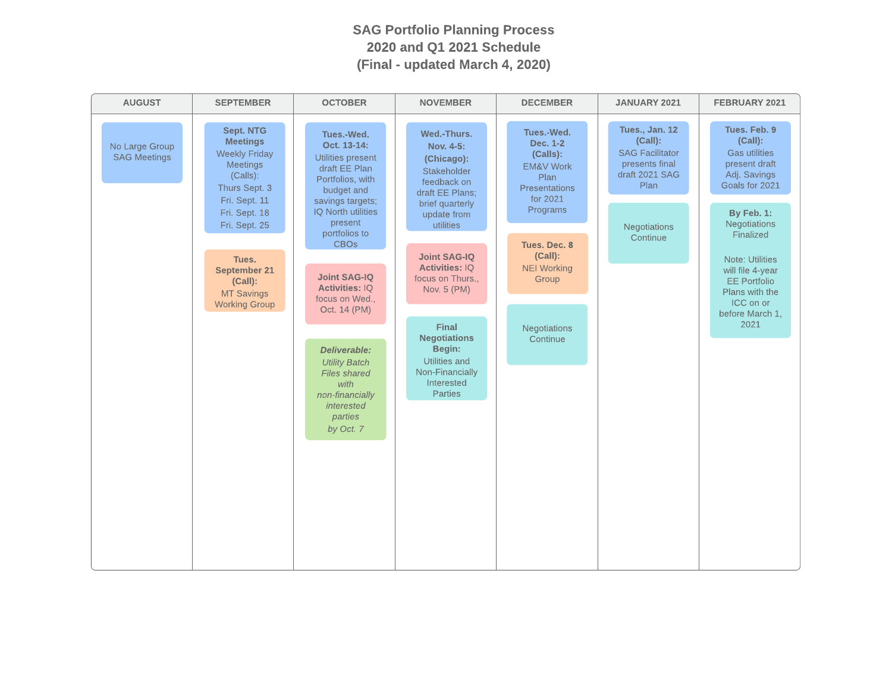# SAG Portfolio Planning Process
## 2020 and Q1 2021 Schedule
## (Final - updated March 4, 2020)

| AUGUST | SEPTEMBER | OCTOBER | NOVEMBER | DECEMBER | JANUARY 2021 | FEBRUARY 2021 |
|---|---|---|---|---|---|---|
| No Large Group SAG Meetings | **Sept. NTG Meetings** Weekly Friday Meetings (Calls): Thurs Sept. 3, Fri. Sept. 11, Fri. Sept. 18, Fri. Sept. 25 | **Tues.-Wed. Oct. 13-14:** Utilities present draft EE Plan Portfolios, with budget and savings targets; IQ North utilities present portfolios to CBOs | **Wed.-Thurs. Nov. 4-5: (Chicago):** Stakeholder feedback on draft EE Plans; brief quarterly update from utilities | **Tues.-Wed. Dec. 1-2 (Calls):** EM&V Work Plan Presentations for 2021 Programs | **Tues., Jan. 12 (Call):** SAG Facilitator presents final draft 2021 SAG Plan | **Tues. Feb. 9 (Call):** Gas utilities present draft Adj. Savings Goals for 2021 |
| | **Tues. September 21 (Call):** MT Savings Working Group | **Joint SAG-IQ Activities:** IQ focus on Wed., Oct. 14 (PM) | **Joint SAG-IQ Activities:** IQ focus on Thurs., Nov. 5 (PM) | **Tues. Dec. 8 (Call):** NEI Working Group | Negotiations Continue | **By Feb. 1:** Negotiations Finalized<br><br>Note: Utilities will file 4-year EE Portfolio Plans with the ICC on or before March 1, 2021 |
| | | ***Deliverable:*** *Utility Batch Files shared with non-financially interested parties by Oct. 7* | **Final Negotiations Begin:** Utilities and Non-Financially Interested Parties | Negotiations Continue | | |